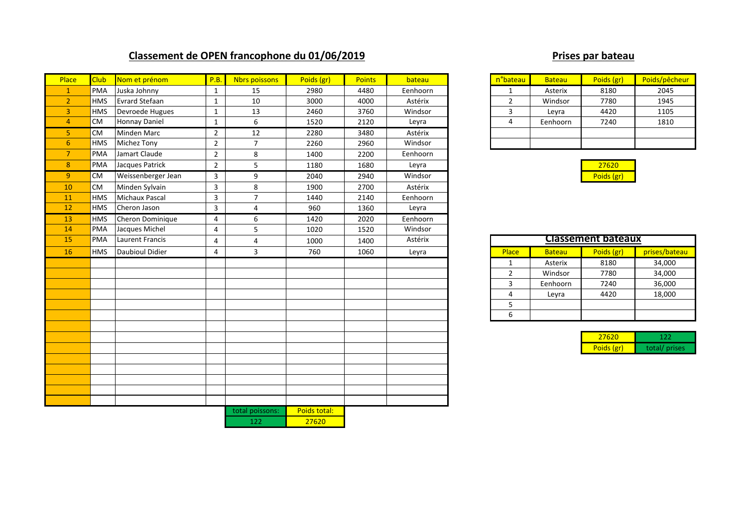## Classement de OPEN francophone du 01/06/2019

| Place | Club | Nom et prénom | P.B. | Nbrs poissons | Poids (gr) | Points | bateau |
|---|---|---|---|---|---|---|---|
| 1 | PMA | Juska Johnny | 1 | 15 | 2980 | 4480 | Eenhoorn |
| 2 | HMS | Evrard Stefaan | 1 | 10 | 3000 | 4000 | Astérix |
| 3 | HMS | Devroede Hugues | 1 | 13 | 2460 | 3760 | Windsor |
| 4 | CM | Honnay Daniel | 1 | 6 | 1520 | 2120 | Leyra |
| 5 | CM | Minden Marc | 2 | 12 | 2280 | 3480 | Astérix |
| 6 | HMS | Michez Tony | 2 | 7 | 2260 | 2960 | Windsor |
| 7 | PMA | Jamart Claude | 2 | 8 | 1400 | 2200 | Eenhoorn |
| 8 | PMA | Jacques Patrick | 2 | 5 | 1180 | 1680 | Leyra |
| 9 | CM | Weissenberger Jean | 3 | 9 | 2040 | 2940 | Windsor |
| 10 | CM | Minden Sylvain | 3 | 8 | 1900 | 2700 | Astérix |
| 11 | HMS | Michaux Pascal | 3 | 7 | 1440 | 2140 | Eenhoorn |
| 12 | HMS | Cheron Jason | 3 | 4 | 960 | 1360 | Leyra |
| 13 | HMS | Cheron Dominique | 4 | 6 | 1420 | 2020 | Eenhoorn |
| 14 | PMA | Jacques Michel | 4 | 5 | 1020 | 1520 | Windsor |
| 15 | PMA | Laurent Francis | 4 | 4 | 1000 | 1400 | Astérix |
| 16 | HMS | Daubioul Didier | 4 | 3 | 760 | 1060 | Leyra |

| total poissons: | Poids total: |
|---|---|
| 122 | 27620 |

## Prises par bateau

| n°bateau | Bateau | Poids (gr) | Poids/pêcheur |
|---|---|---|---|
| 1 | Asterix | 8180 | 2045 |
| 2 | Windsor | 7780 | 1945 |
| 3 | Leyra | 4420 | 1105 |
| 4 | Eenhoorn | 7240 | 1810 |

27620
Poids (gr)

## Classement bateaux

| Place | Bateau | Poids (gr) | prises/bateau |
|---|---|---|---|
| 1 | Asterix | 8180 | 34,000 |
| 2 | Windsor | 7780 | 34,000 |
| 3 | Eenhoorn | 7240 | 36,000 |
| 4 | Leyra | 4420 | 18,000 |
| 5 | | | |
| 6 | | | |

| 27620 | 122 |
|---|---|
| Poids (gr) | total/ prises |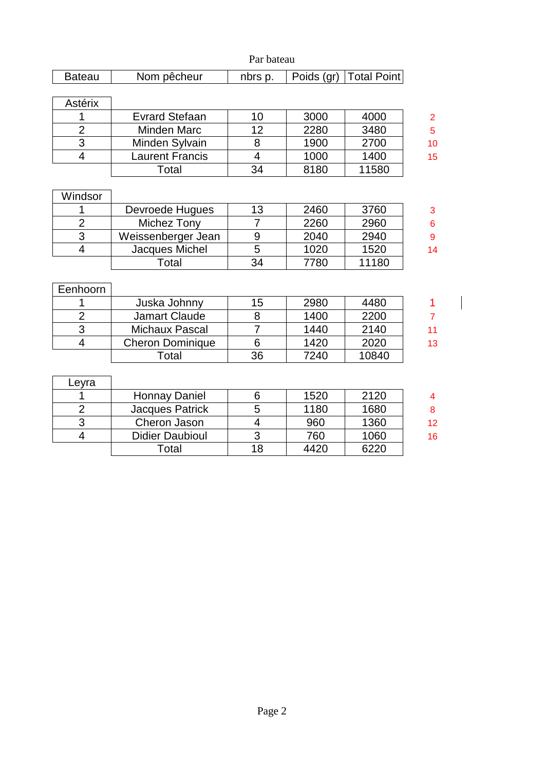Par bateau

| Bateau | Nom pêcheur | nbrs p. | Poids (gr) | Total Point | |
|---|---|---|---|---|---|
| Astérix | | | | | |
| 1 | Evrard Stefaan | 10 | 3000 | 4000 | 2 |
| 2 | Minden Marc | 12 | 2280 | 3480 | 5 |
| 3 | Minden Sylvain | 8 | 1900 | 2700 | 10 |
| 4 | Laurent Francis | 4 | 1000 | 1400 | 15 |
| | Total | 34 | 8180 | 11580 | |
| Windsor | | | | | |
| 1 | Devroede Hugues | 13 | 2460 | 3760 | 3 |
| 2 | Michez Tony | 7 | 2260 | 2960 | 6 |
| 3 | Weissenberger Jean | 9 | 2040 | 2940 | 9 |
| 4 | Jacques Michel | 5 | 1020 | 1520 | 14 |
| | Total | 34 | 7780 | 11180 | |
| Eenhoorn | | | | | |
| 1 | Juska Johnny | 15 | 2980 | 4480 | 1 |
| 2 | Jamart Claude | 8 | 1400 | 2200 | 7 |
| 3 | Michaux Pascal | 7 | 1440 | 2140 | 11 |
| 4 | Cheron Dominique | 6 | 1420 | 2020 | 13 |
| | Total | 36 | 7240 | 10840 | |
| Leyra | | | | | |
| 1 | Honnay Daniel | 6 | 1520 | 2120 | 4 |
| 2 | Jacques Patrick | 5 | 1180 | 1680 | 8 |
| 3 | Cheron Jason | 4 | 960 | 1360 | 12 |
| 4 | Didier Daubioul | 3 | 760 | 1060 | 16 |
| | Total | 18 | 4420 | 6220 | |